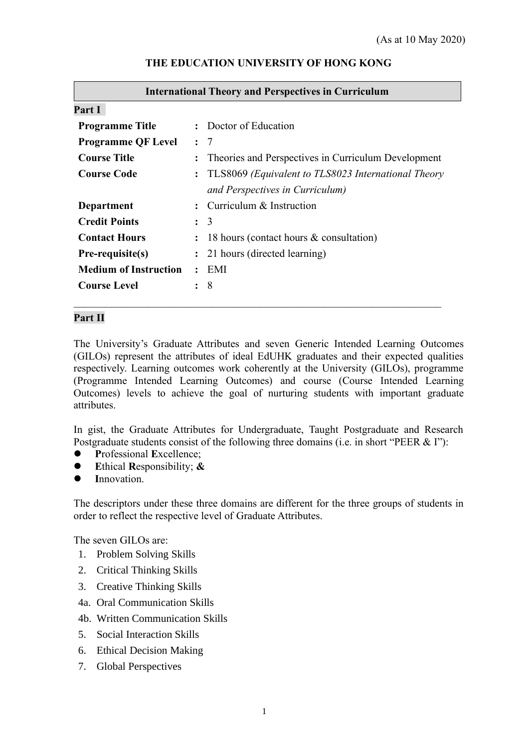(As at 10 May 2020)

**THE EDUCATION UNIVERSITY OF HONG KONG**

| International Theory and Perspectives in Curriculum |
|---|

## Part I

| | | |
|---|---|---|
| **Programme Title** | **:** | Doctor of Education |
| **Programme QF Level** | **:** | 7 |
| **Course Title** | **:** | Theories and Perspectives in Curriculum Development |
| **Course Code** | **:** | TLS8069 *(Equivalent to TLS8023 International Theory and Perspectives in Curriculum)* |
| **Department** | **:** | Curriculum & Instruction |
| **Credit Points** | **:** | 3 |
| **Contact Hours** | **:** | 18 hours (contact hours & consultation) |
| **Pre-requisite(s)** | **:** | 21 hours (directed learning) |
| **Medium of Instruction** | **:** | EMI |
| **Course Level** | **:** | 8 |

---

## Part II

The University's Graduate Attributes and seven Generic Intended Learning Outcomes (GILOs) represent the attributes of ideal EdUHK graduates and their expected qualities respectively. Learning outcomes work coherently at the University (GILOs), programme (Programme Intended Learning Outcomes) and course (Course Intended Learning Outcomes) levels to achieve the goal of nurturing students with important graduate attributes.

In gist, the Graduate Attributes for Undergraduate, Taught Postgraduate and Research Postgraduate students consist of the following three domains (i.e. in short "PEER & I"):

- **P**rofessional **E**xcellence;
- **E**thical **R**esponsibility; **&**
- **I**nnovation.

The descriptors under these three domains are different for the three groups of students in order to reflect the respective level of Graduate Attributes.

The seven GILOs are:

1. Problem Solving Skills
2. Critical Thinking Skills
3. Creative Thinking Skills

4a. Oral Communication Skills

4b. Written Communication Skills

5. Social Interaction Skills
6. Ethical Decision Making
7. Global Perspectives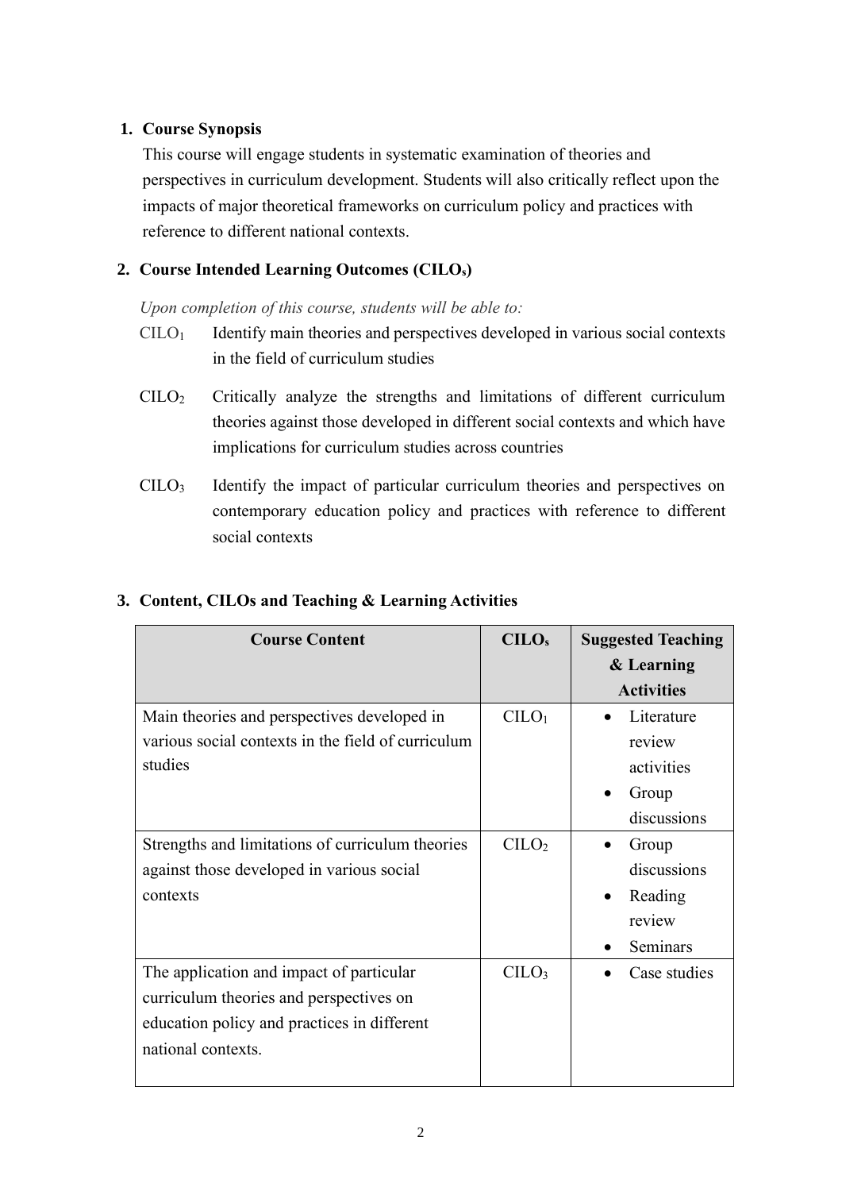## 1. Course Synopsis

This course will engage students in systematic examination of theories and perspectives in curriculum development. Students will also critically reflect upon the impacts of major theoretical frameworks on curriculum policy and practices with reference to different national contexts.

## 2. Course Intended Learning Outcomes ($CILO_s$)

*Upon completion of this course, students will be able to:*

$CILO_1$ Identify main theories and perspectives developed in various social contexts in the field of curriculum studies

$CILO_2$ Critically analyze the strengths and limitations of different curriculum theories against those developed in different social contexts and which have implications for curriculum studies across countries

$CILO_3$ Identify the impact of particular curriculum theories and perspectives on contemporary education policy and practices with reference to different social contexts

## 3. Content, CILOs and Teaching & Learning Activities

| Course Content | $CILO_s$ | Suggested Teaching & Learning Activities |
|---|---|---|
| Main theories and perspectives developed in various social contexts in the field of curriculum studies | $CILO_1$ | • Literature review activities<br>• Group discussions |
| Strengths and limitations of curriculum theories against those developed in various social contexts | $CILO_2$ | • Group discussions<br>• Reading review<br>• Seminars |
| The application and impact of particular curriculum theories and perspectives on education policy and practices in different national contexts. | $CILO_3$ | • Case studies |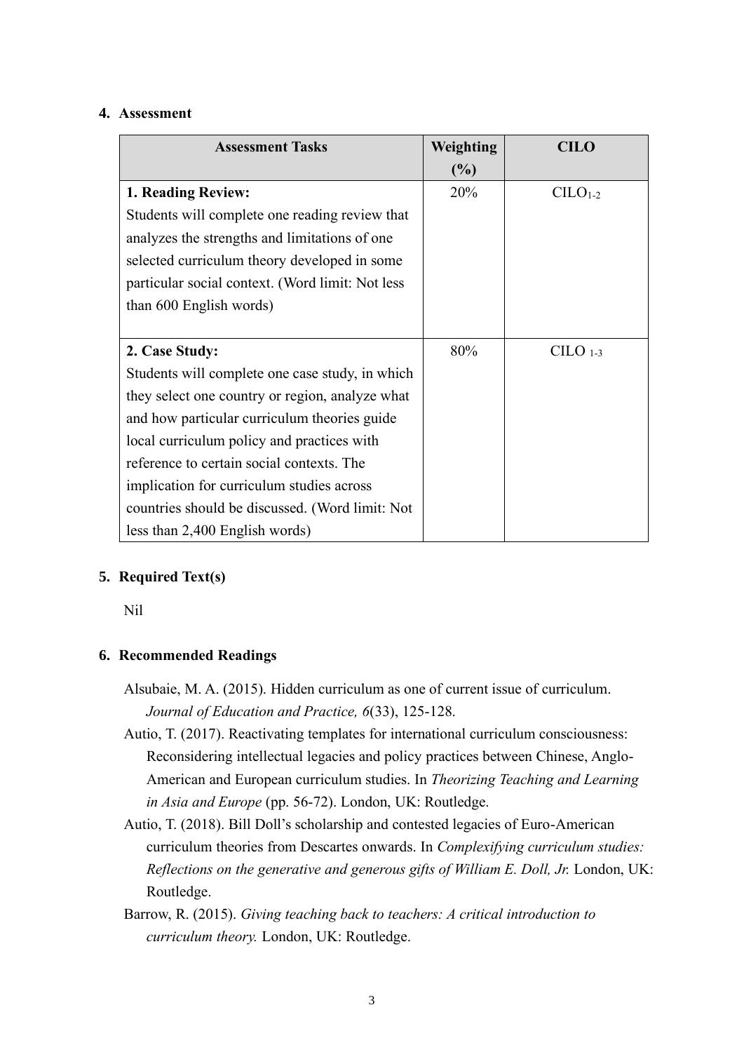## 4. Assessment

| Assessment Tasks | Weighting (%) | CILO |
|---|---|---|
| **1. Reading Review:** Students will complete one reading review that analyzes the strengths and limitations of one selected curriculum theory developed in some particular social context. (Word limit: Not less than 600 English words) | 20% | $CILO_{1-2}$ |
| **2. Case Study:** Students will complete one case study, in which they select one country or region, analyze what and how particular curriculum theories guide local curriculum policy and practices with reference to certain social contexts. The implication for curriculum studies across countries should be discussed. (Word limit: Not less than 2,400 English words) | 80% | $CILO_{1-3}$ |

## 5. Required Text(s)

Nil

## 6. Recommended Readings

Alsubaie, M. A. (2015). Hidden curriculum as one of current issue of curriculum. *Journal of Education and Practice, 6*(33), 125-128.

Autio, T. (2017). Reactivating templates for international curriculum consciousness: Reconsidering intellectual legacies and policy practices between Chinese, Anglo-American and European curriculum studies. In *Theorizing Teaching and Learning in Asia and Europe* (pp. 56-72). London, UK: Routledge.

Autio, T. (2018). Bill Doll's scholarship and contested legacies of Euro-American curriculum theories from Descartes onwards. In *Complexifying curriculum studies: Reflections on the generative and generous gifts of William E. Doll, Jr.* London, UK: Routledge.

Barrow, R. (2015). *Giving teaching back to teachers: A critical introduction to curriculum theory.* London, UK: Routledge.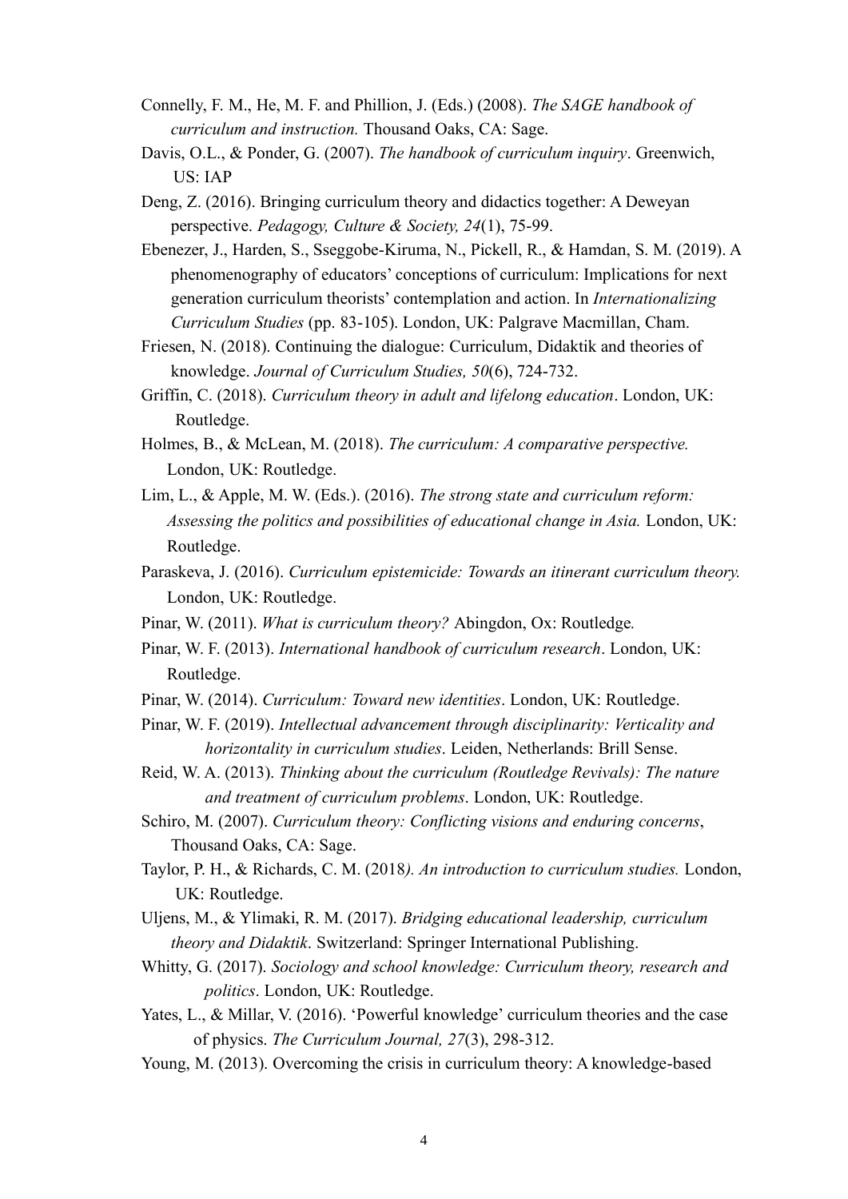Connelly, F. M., He, M. F. and Phillion, J. (Eds.) (2008). *The SAGE handbook of curriculum and instruction.* Thousand Oaks, CA: Sage.

Davis, O.L., & Ponder, G. (2007). *The handbook of curriculum inquiry*. Greenwich, US: IAP

Deng, Z. (2016). Bringing curriculum theory and didactics together: A Deweyan perspective. *Pedagogy, Culture & Society, 24*(1), 75-99.

Ebenezer, J., Harden, S., Sseggobe-Kiruma, N., Pickell, R., & Hamdan, S. M. (2019). A phenomenography of educators' conceptions of curriculum: Implications for next generation curriculum theorists' contemplation and action. In *Internationalizing Curriculum Studies* (pp. 83-105). London, UK: Palgrave Macmillan, Cham.

Friesen, N. (2018). Continuing the dialogue: Curriculum, Didaktik and theories of knowledge. *Journal of Curriculum Studies, 50*(6), 724-732.

Griffin, C. (2018). *Curriculum theory in adult and lifelong education*. London, UK: Routledge.

Holmes, B., & McLean, M. (2018). *The curriculum: A comparative perspective.* London, UK: Routledge.

Lim, L., & Apple, M. W. (Eds.). (2016). *The strong state and curriculum reform: Assessing the politics and possibilities of educational change in Asia.* London, UK: Routledge.

Paraskeva, J. (2016). *Curriculum epistemicide: Towards an itinerant curriculum theory.* London, UK: Routledge.

Pinar, W. (2011). *What is curriculum theory?* Abingdon, Ox: Routledge*.*

Pinar, W. F. (2013). *International handbook of curriculum research*. London, UK: Routledge.

Pinar, W. (2014). *Curriculum: Toward new identities*. London, UK: Routledge.

Pinar, W. F. (2019). *Intellectual advancement through disciplinarity: Verticality and horizontality in curriculum studies*. Leiden, Netherlands: Brill Sense.

Reid, W. A. (2013). *Thinking about the curriculum (Routledge Revivals): The nature and treatment of curriculum problems*. London, UK: Routledge.

Schiro, M. (2007). *Curriculum theory: Conflicting visions and enduring concerns*, Thousand Oaks, CA: Sage.

Taylor, P. H., & Richards, C. M. (2018*). An introduction to curriculum studies.* London, UK: Routledge.

Uljens, M., & Ylimaki, R. M. (2017). *Bridging educational leadership, curriculum theory and Didaktik*. Switzerland: Springer International Publishing.

Whitty, G. (2017). *Sociology and school knowledge: Curriculum theory, research and politics*. London, UK: Routledge.

Yates, L., & Millar, V. (2016). 'Powerful knowledge' curriculum theories and the case of physics. *The Curriculum Journal, 27*(3), 298-312.

Young, M. (2013). Overcoming the crisis in curriculum theory: A knowledge-based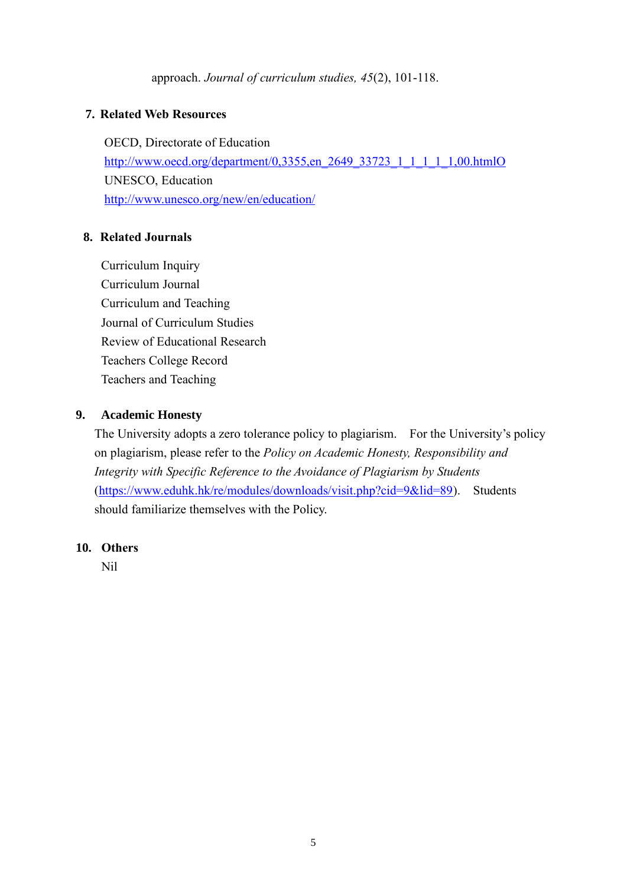approach. *Journal of curriculum studies, 45*(2), 101-118.

## 7. Related Web Resources

OECD, Directorate of Education
http://www.oecd.org/department/0,3355,en_2649_33723_1_1_1_1_1,00.htmlO
UNESCO, Education
http://www.unesco.org/new/en/education/

## 8. Related Journals

Curriculum Inquiry
Curriculum Journal
Curriculum and Teaching
Journal of Curriculum Studies
Review of Educational Research
Teachers College Record
Teachers and Teaching

## 9. Academic Honesty

The University adopts a zero tolerance policy to plagiarism. For the University's policy on plagiarism, please refer to the *Policy on Academic Honesty, Responsibility and Integrity with Specific Reference to the Avoidance of Plagiarism by Students* (https://www.eduhk.hk/re/modules/downloads/visit.php?cid=9&lid=89). Students should familiarize themselves with the Policy.

## 10. Others

Nil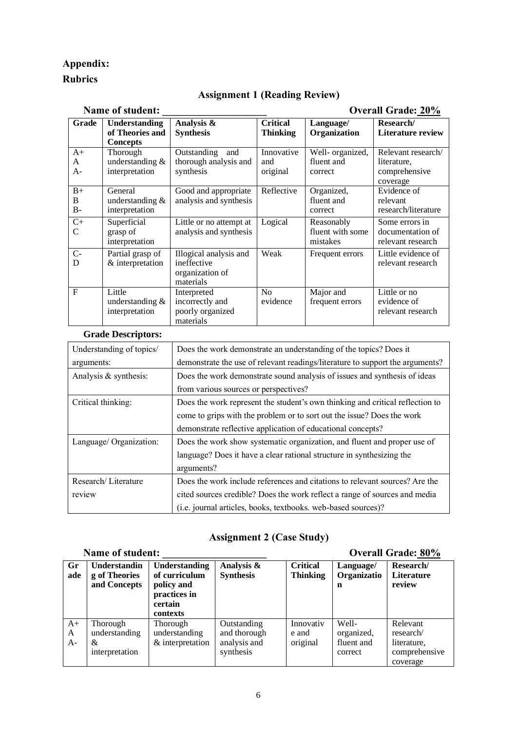## Appendix:

## Rubrics

### Assignment 1 (Reading Review)

**Name of student: \_\_\_\_\_\_\_\_\_\_\_\_\_\_\_\_\_\_\_\_** **Overall Grade: 20%**

| Grade | Understanding of Theories and Concepts | Analysis & Synthesis | Critical Thinking | Language/ Organization | Research/ Literature review |
|---|---|---|---|---|---|
| A+ A A- | Thorough understanding & interpretation | Outstanding and thorough analysis and synthesis | Innovative and original | Well- organized, fluent and correct | Relevant research/ literature, comprehensive coverage |
| B+ B B- | General understanding & interpretation | Good and appropriate analysis and synthesis | Reflective | Organized, fluent and correct | Evidence of relevant research/literature |
| C+ C | Superficial grasp of interpretation | Little or no attempt at analysis and synthesis | Logical | Reasonably fluent with some mistakes | Some errors in documentation of relevant research |
| C- D | Partial grasp of & interpretation | Illogical analysis and ineffective organization of materials | Weak | Frequent errors | Little evidence of relevant research |
| F | Little understanding & interpretation | Interpreted incorrectly and poorly organized materials | No evidence | Major and frequent errors | Little or no evidence of relevant research |

**Grade Descriptors:**

| | |
|---|---|
| Understanding of topics/ arguments: | Does the work demonstrate an understanding of the topics? Does it demonstrate the use of relevant readings/literature to support the arguments? |
| Analysis & synthesis: | Does the work demonstrate sound analysis of issues and synthesis of ideas from various sources or perspectives? |
| Critical thinking: | Does the work represent the student's own thinking and critical reflection to come to grips with the problem or to sort out the issue? Does the work demonstrate reflective application of educational concepts? |
| Language/ Organization: | Does the work show systematic organization, and fluent and proper use of language? Does it have a clear rational structure in synthesizing the arguments? |
| Research/ Literature review | Does the work include references and citations to relevant sources? Are the cited sources credible? Does the work reflect a range of sources and media (i.e. journal articles, books, textbooks. web-based sources)? |

### Assignment 2 (Case Study)

**Name of student: \_\_\_\_\_\_\_\_\_\_\_\_\_\_\_\_\_\_\_\_** **Overall Grade: 80%**

| Grade | Understanding of Theories and Concepts | Understanding of curriculum policy and practices in certain contexts | Analysis & Synthesis | Critical Thinking | Language/ Organization | Research/ Literature review |
|---|---|---|---|---|---|---|
| A+ A A- | Thorough understanding & interpretation | Thorough understanding & interpretation | Outstanding and thorough analysis and synthesis | Innovative and original | Well- organized, fluent and correct | Relevant research/ literature, comprehensive coverage |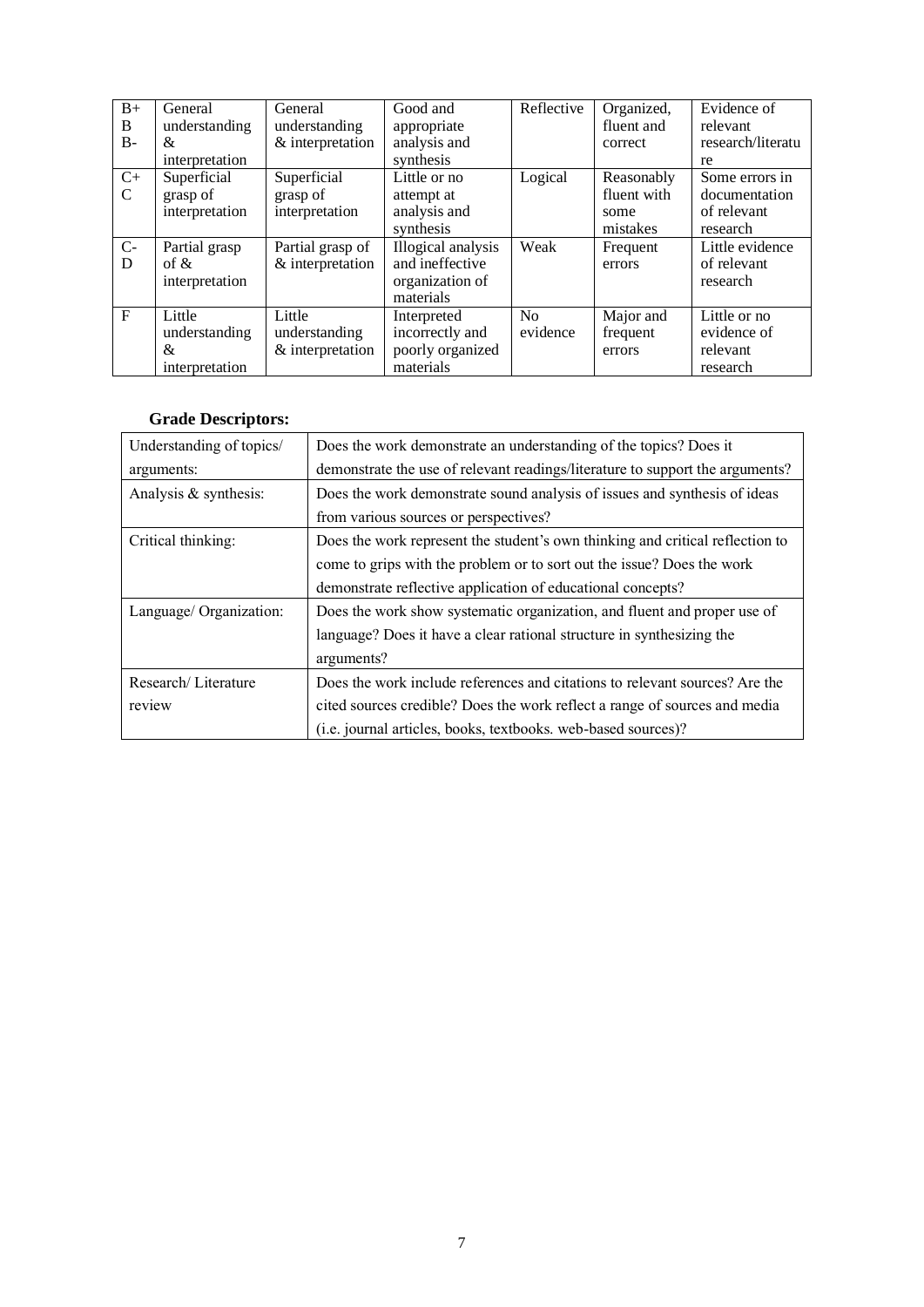| | | | | | | |
|---|---|---|---|---|---|---|
| B+ B B- | General understanding & interpretation | General understanding & interpretation | Good and appropriate analysis and synthesis | Reflective | Organized, fluent and correct | Evidence of relevant research/literature |
| C+ C | Superficial grasp of interpretation | Superficial grasp of interpretation | Little or no attempt at analysis and synthesis | Logical | Reasonably fluent with some mistakes | Some errors in documentation of relevant research |
| C- D | Partial grasp of & interpretation | Partial grasp of & interpretation | Illogical analysis and ineffective organization of materials | Weak | Frequent errors | Little evidence of relevant research |
| F | Little understanding & interpretation | Little understanding & interpretation | Interpreted incorrectly and poorly organized materials | No evidence | Major and frequent errors | Little or no evidence of relevant research |

### Grade Descriptors:

| | |
|---|---|
| Understanding of topics/ arguments: | Does the work demonstrate an understanding of the topics? Does it demonstrate the use of relevant readings/literature to support the arguments? |
| Analysis & synthesis: | Does the work demonstrate sound analysis of issues and synthesis of ideas from various sources or perspectives? |
| Critical thinking: | Does the work represent the student's own thinking and critical reflection to come to grips with the problem or to sort out the issue? Does the work demonstrate reflective application of educational concepts? |
| Language/ Organization: | Does the work show systematic organization, and fluent and proper use of language? Does it have a clear rational structure in synthesizing the arguments? |
| Research/ Literature review | Does the work include references and citations to relevant sources? Are the cited sources credible? Does the work reflect a range of sources and media (i.e. journal articles, books, textbooks. web-based sources)? |